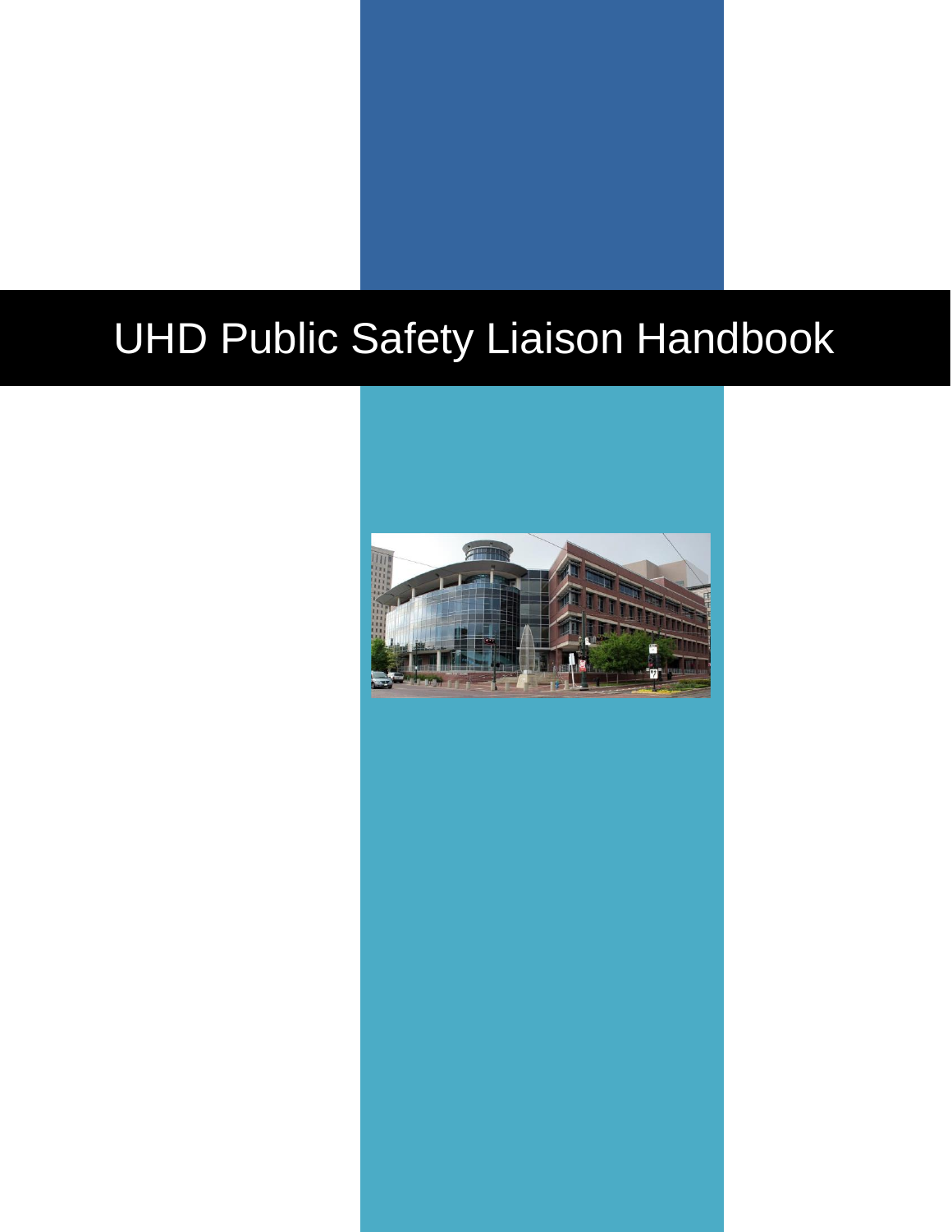# UHD Public Safety Liaison Handbook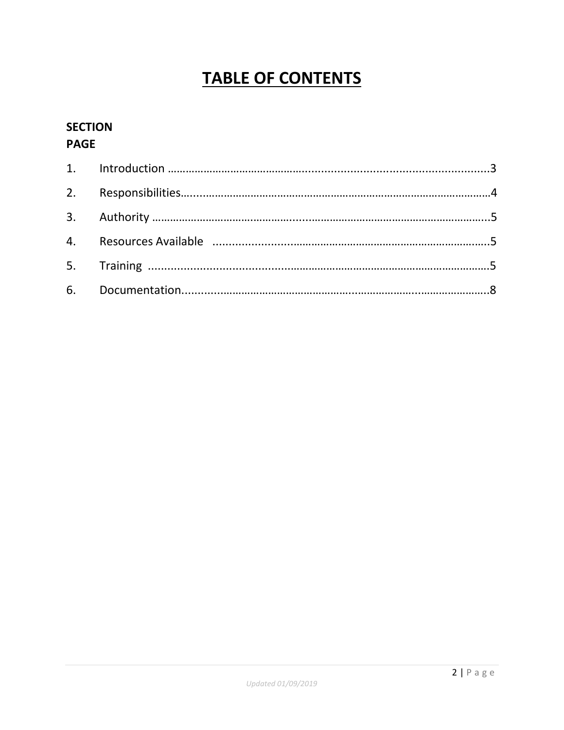# TABLE OF CONTENTS

| SECTION | | PAGE |
|---|---|---|
| 1. | Introduction | 3 |
| 2. | Responsibilities | 4 |
| 3. | Authority | 5 |
| 4. | Resources Available | 5 |
| 5. | Training | 5 |
| 6. | Documentation | 8 |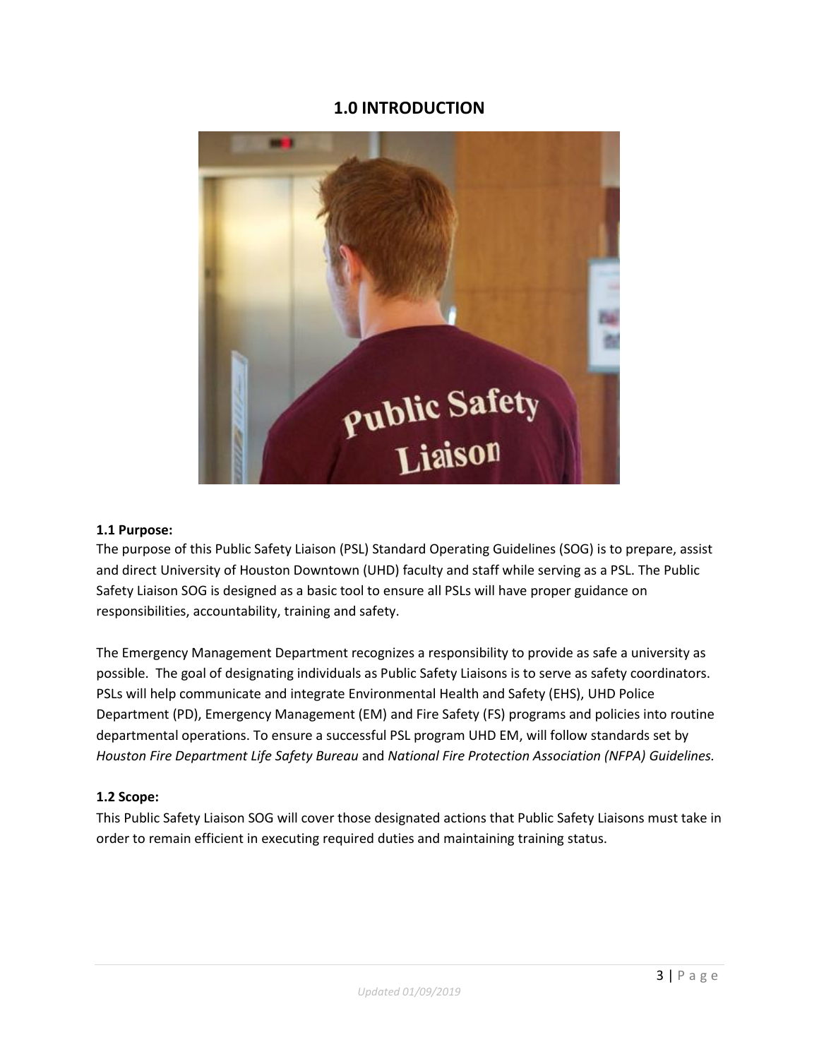# 1.0 INTRODUCTION

### 1.1 Purpose:

The purpose of this Public Safety Liaison (PSL) Standard Operating Guidelines (SOG) is to prepare, assist and direct University of Houston Downtown (UHD) faculty and staff while serving as a PSL. The Public Safety Liaison SOG is designed as a basic tool to ensure all PSLs will have proper guidance on responsibilities, accountability, training and safety.

The Emergency Management Department recognizes a responsibility to provide as safe a university as possible. The goal of designating individuals as Public Safety Liaisons is to serve as safety coordinators. PSLs will help communicate and integrate Environmental Health and Safety (EHS), UHD Police Department (PD), Emergency Management (EM) and Fire Safety (FS) programs and policies into routine departmental operations. To ensure a successful PSL program UHD EM, will follow standards set by *Houston Fire Department Life Safety Bureau* and *National Fire Protection Association (NFPA) Guidelines*.

### 1.2 Scope:

This Public Safety Liaison SOG will cover those designated actions that Public Safety Liaisons must take in order to remain efficient in executing required duties and maintaining training status.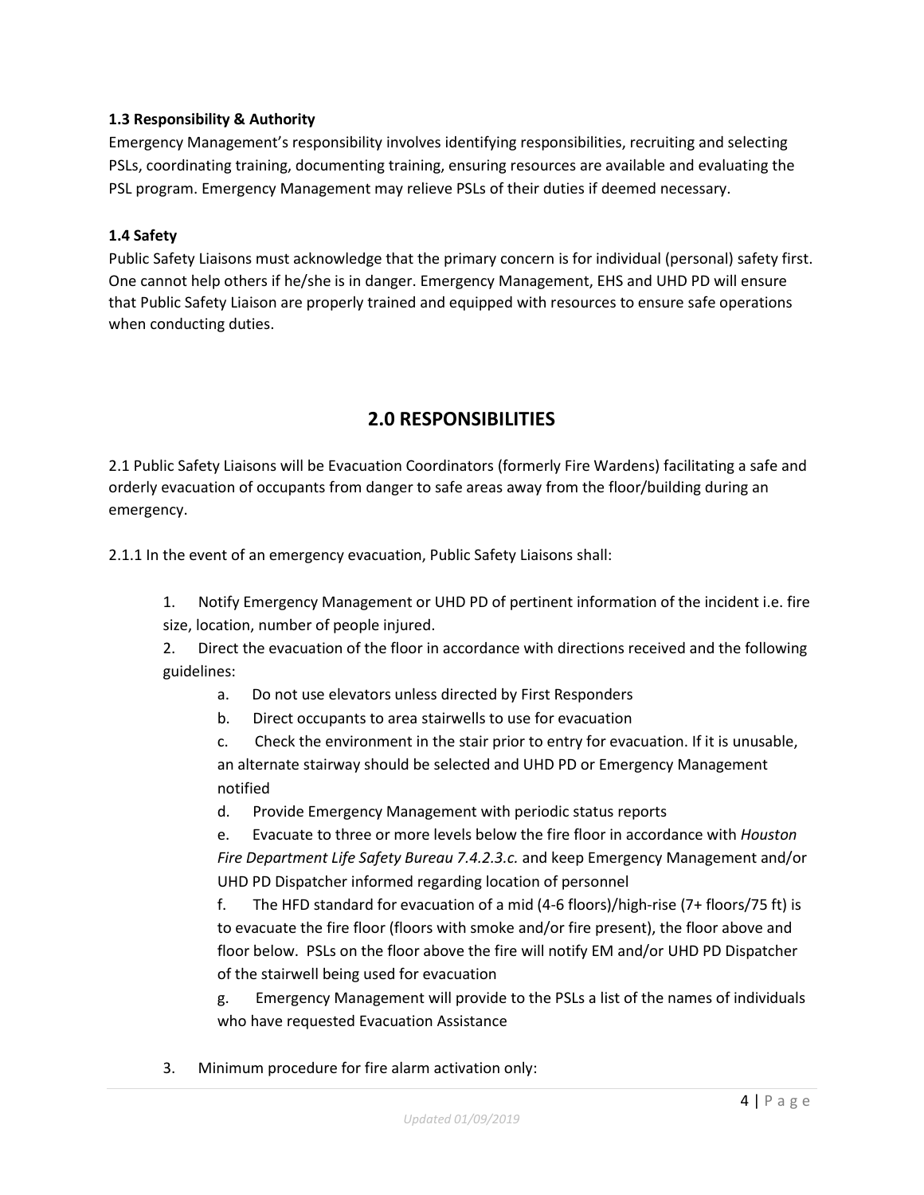### 1.3 Responsibility & Authority

Emergency Management's responsibility involves identifying responsibilities, recruiting and selecting PSLs, coordinating training, documenting training, ensuring resources are available and evaluating the PSL program. Emergency Management may relieve PSLs of their duties if deemed necessary.

### 1.4 Safety

Public Safety Liaisons must acknowledge that the primary concern is for individual (personal) safety first. One cannot help others if he/she is in danger. Emergency Management, EHS and UHD PD will ensure that Public Safety Liaison are properly trained and equipped with resources to ensure safe operations when conducting duties.

## 2.0 RESPONSIBILITIES

2.1 Public Safety Liaisons will be Evacuation Coordinators (formerly Fire Wardens) facilitating a safe and orderly evacuation of occupants from danger to safe areas away from the floor/building during an emergency.

2.1.1 In the event of an emergency evacuation, Public Safety Liaisons shall:

1. Notify Emergency Management or UHD PD of pertinent information of the incident i.e. fire size, location, number of people injured.
2. Direct the evacuation of the floor in accordance with directions received and the following guidelines:
    a. Do not use elevators unless directed by First Responders
    b. Direct occupants to area stairwells to use for evacuation
    c. Check the environment in the stair prior to entry for evacuation. If it is unusable, an alternate stairway should be selected and UHD PD or Emergency Management notified
    d. Provide Emergency Management with periodic status reports
    e. Evacuate to three or more levels below the fire floor in accordance with *Houston Fire Department Life Safety Bureau 7.4.2.3.c.* and keep Emergency Management and/or UHD PD Dispatcher informed regarding location of personnel
    f. The HFD standard for evacuation of a mid (4-6 floors)/high-rise (7+ floors/75 ft) is to evacuate the fire floor (floors with smoke and/or fire present), the floor above and floor below. PSLs on the floor above the fire will notify EM and/or UHD PD Dispatcher of the stairwell being used for evacuation
    g. Emergency Management will provide to the PSLs a list of the names of individuals who have requested Evacuation Assistance
3. Minimum procedure for fire alarm activation only: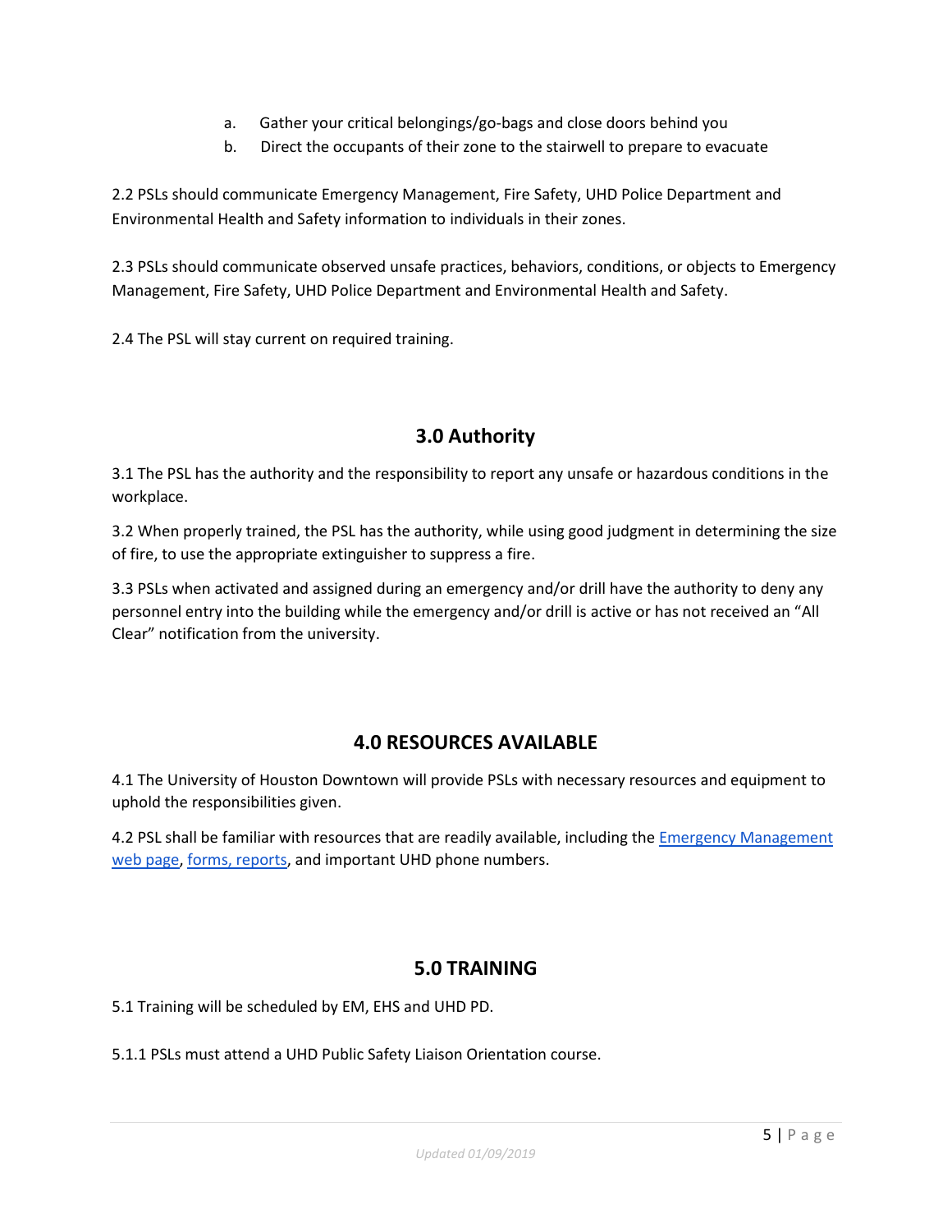a. Gather your critical belongings/go-bags and close doors behind you
b. Direct the occupants of their zone to the stairwell to prepare to evacuate

2.2 PSLs should communicate Emergency Management, Fire Safety, UHD Police Department and Environmental Health and Safety information to individuals in their zones.

2.3 PSLs should communicate observed unsafe practices, behaviors, conditions, or objects to Emergency Management, Fire Safety, UHD Police Department and Environmental Health and Safety.

2.4 The PSL will stay current on required training.

## 3.0 Authority

3.1 The PSL has the authority and the responsibility to report any unsafe or hazardous conditions in the workplace.

3.2 When properly trained, the PSL has the authority, while using good judgment in determining the size of fire, to use the appropriate extinguisher to suppress a fire.

3.3 PSLs when activated and assigned during an emergency and/or drill have the authority to deny any personnel entry into the building while the emergency and/or drill is active or has not received an "All Clear" notification from the university.

## 4.0 RESOURCES AVAILABLE

4.1 The University of Houston Downtown will provide PSLs with necessary resources and equipment to uphold the responsibilities given.

4.2 PSL shall be familiar with resources that are readily available, including the Emergency Management web page, forms, reports, and important UHD phone numbers.

## 5.0 TRAINING

5.1 Training will be scheduled by EM, EHS and UHD PD.

5.1.1 PSLs must attend a UHD Public Safety Liaison Orientation course.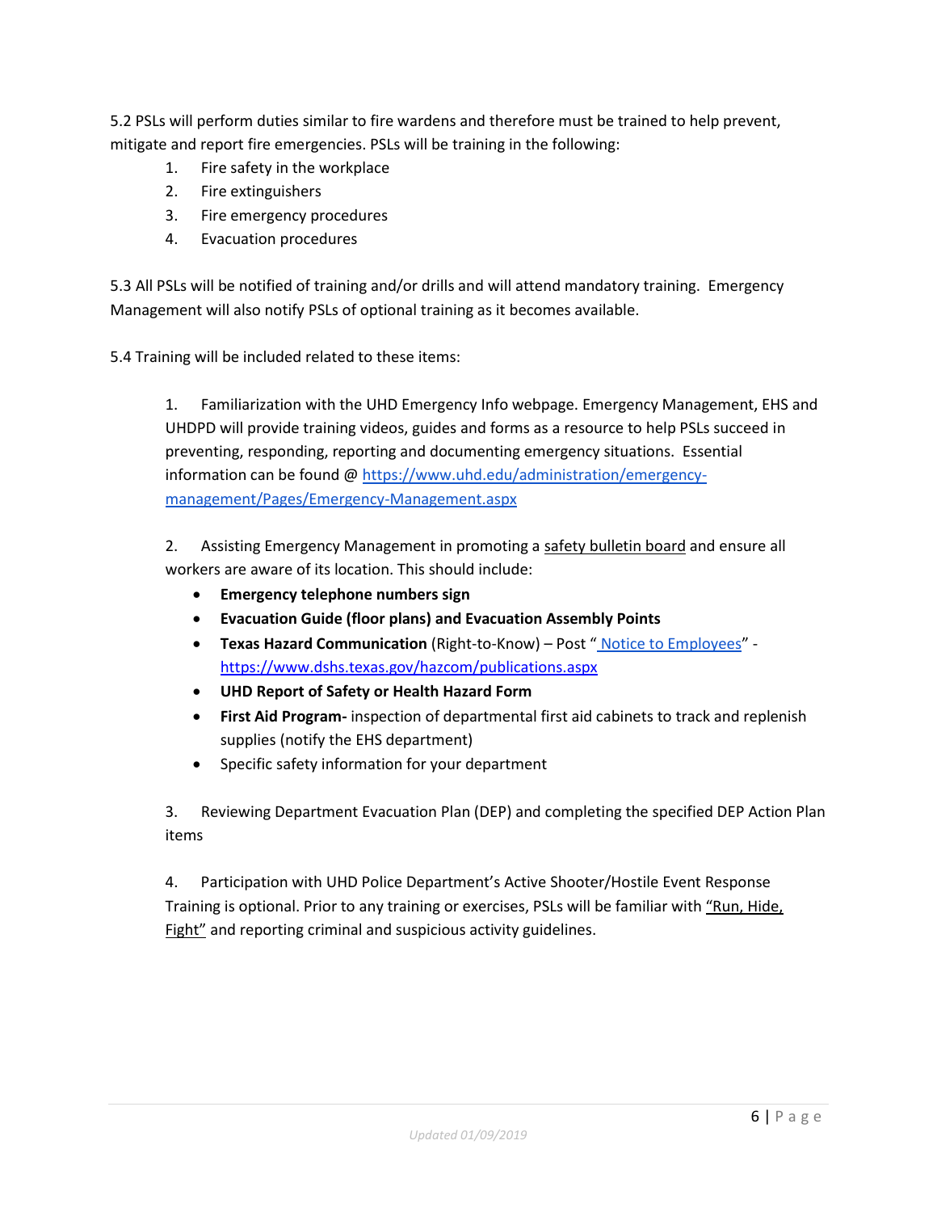5.2 PSLs will perform duties similar to fire wardens and therefore must be trained to help prevent, mitigate and report fire emergencies. PSLs will be training in the following:

1. Fire safety in the workplace
2. Fire extinguishers
3. Fire emergency procedures
4. Evacuation procedures

5.3 All PSLs will be notified of training and/or drills and will attend mandatory training. Emergency Management will also notify PSLs of optional training as it becomes available.

5.4 Training will be included related to these items:

1. Familiarization with the UHD Emergency Info webpage. Emergency Management, EHS and UHDPD will provide training videos, guides and forms as a resource to help PSLs succeed in preventing, responding, reporting and documenting emergency situations. Essential information can be found @ [https://www.uhd.edu/administration/emergency-management/Pages/Emergency-Management.aspx](https://www.uhd.edu/administration/emergency-management/Pages/Emergency-Management.aspx)

2. Assisting Emergency Management in promoting a safety bulletin board and ensure all workers are aware of its location. This should include:
   - **Emergency telephone numbers sign**
   - **Evacuation Guide (floor plans) and Evacuation Assembly Points**
   - **Texas Hazard Communication** (Right-to-Know) – Post "[Notice to Employees](https://www.dshs.texas.gov/hazcom/publications.aspx)" - [https://www.dshs.texas.gov/hazcom/publications.aspx](https://www.dshs.texas.gov/hazcom/publications.aspx)
   - **UHD Report of Safety or Health Hazard Form**
   - **First Aid Program-** inspection of departmental first aid cabinets to track and replenish supplies (notify the EHS department)
   - Specific safety information for your department

3. Reviewing Department Evacuation Plan (DEP) and completing the specified DEP Action Plan items

4. Participation with UHD Police Department's Active Shooter/Hostile Event Response Training is optional. Prior to any training or exercises, PSLs will be familiar with "Run, Hide, Fight" and reporting criminal and suspicious activity guidelines.

*Updated 01/09/2019*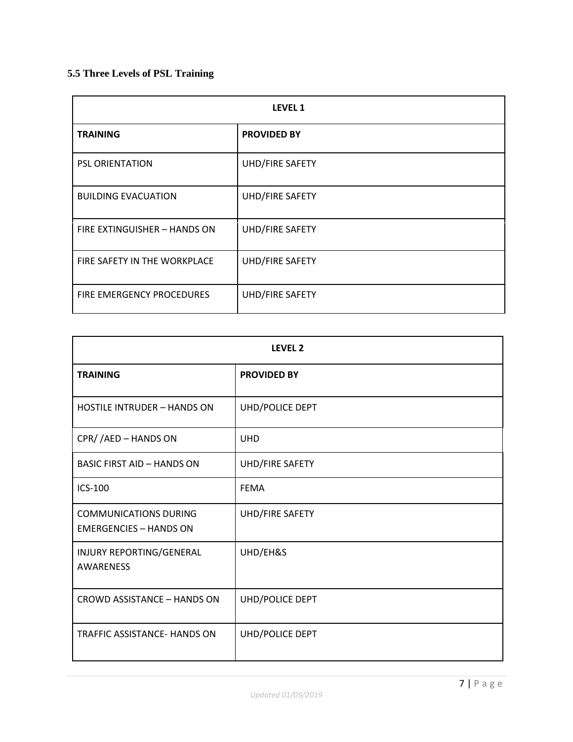### 5.5 Three Levels of PSL Training

| **LEVEL 1** | |
|---|---|
| **TRAINING** | **PROVIDED BY** |
| PSL ORIENTATION | UHD/FIRE SAFETY |
| BUILDING EVACUATION | UHD/FIRE SAFETY |
| FIRE EXTINGUISHER – HANDS ON | UHD/FIRE SAFETY |
| FIRE SAFETY IN THE WORKPLACE | UHD/FIRE SAFETY |
| FIRE EMERGENCY PROCEDURES | UHD/FIRE SAFETY |

| **LEVEL 2** | |
|---|---|
| **TRAINING** | **PROVIDED BY** |
| HOSTILE INTRUDER – HANDS ON | UHD/POLICE DEPT |
| CPR/ /AED – HANDS ON | UHD |
| BASIC FIRST AID – HANDS ON | UHD/FIRE SAFETY |
| ICS-100 | FEMA |
| COMMUNICATIONS DURING EMERGENCIES – HANDS ON | UHD/FIRE SAFETY |
| INJURY REPORTING/GENERAL AWARENESS | UHD/EH&S |
| CROWD ASSISTANCE – HANDS ON | UHD/POLICE DEPT |
| TRAFFIC ASSISTANCE- HANDS ON | UHD/POLICE DEPT |

*Updated 01/09/2019*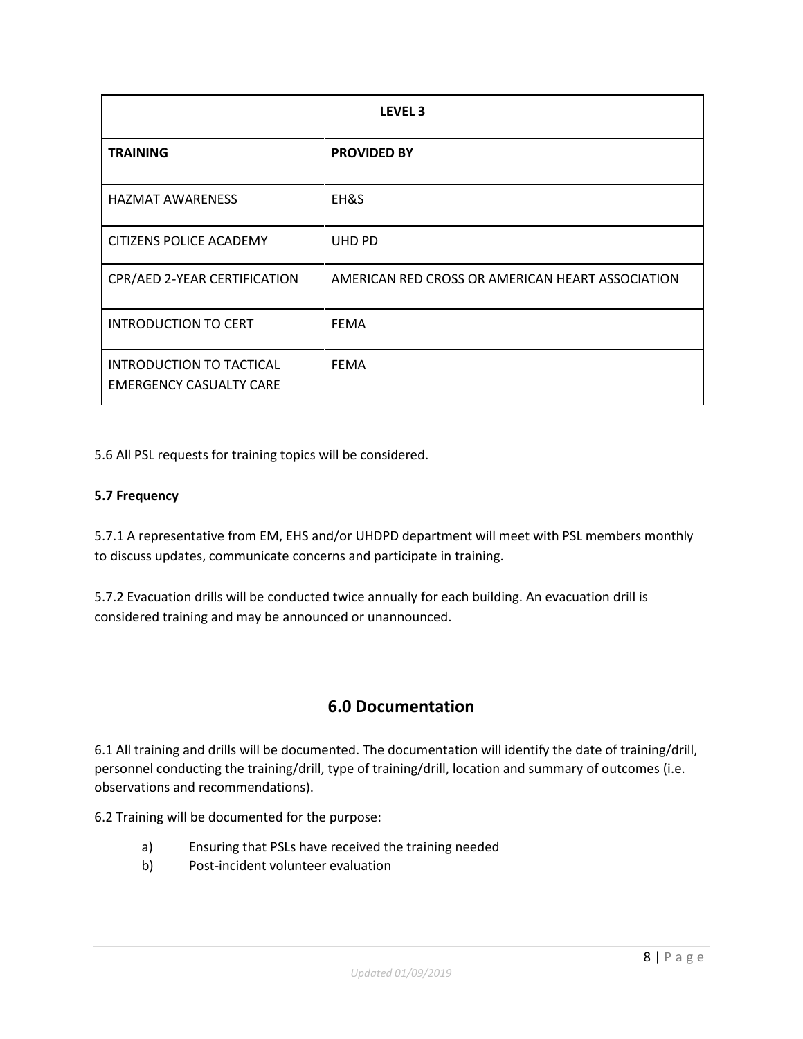| LEVEL 3 | |
|---|---|
| **TRAINING** | **PROVIDED BY** |
| HAZMAT AWARENESS | EH&S |
| CITIZENS POLICE ACADEMY | UHD PD |
| CPR/AED 2-YEAR CERTIFICATION | AMERICAN RED CROSS OR AMERICAN HEART ASSOCIATION |
| INTRODUCTION TO CERT | FEMA |
| INTRODUCTION TO TACTICAL EMERGENCY CASUALTY CARE | FEMA |

5.6 All PSL requests for training topics will be considered.

**5.7 Frequency**

5.7.1 A representative from EM, EHS and/or UHDPD department will meet with PSL members monthly to discuss updates, communicate concerns and participate in training.

5.7.2 Evacuation drills will be conducted twice annually for each building. An evacuation drill is considered training and may be announced or unannounced.

## 6.0 Documentation

6.1 All training and drills will be documented. The documentation will identify the date of training/drill, personnel conducting the training/drill, type of training/drill, location and summary of outcomes (i.e. observations and recommendations).

6.2 Training will be documented for the purpose:

a) Ensuring that PSLs have received the training needed
b) Post-incident volunteer evaluation